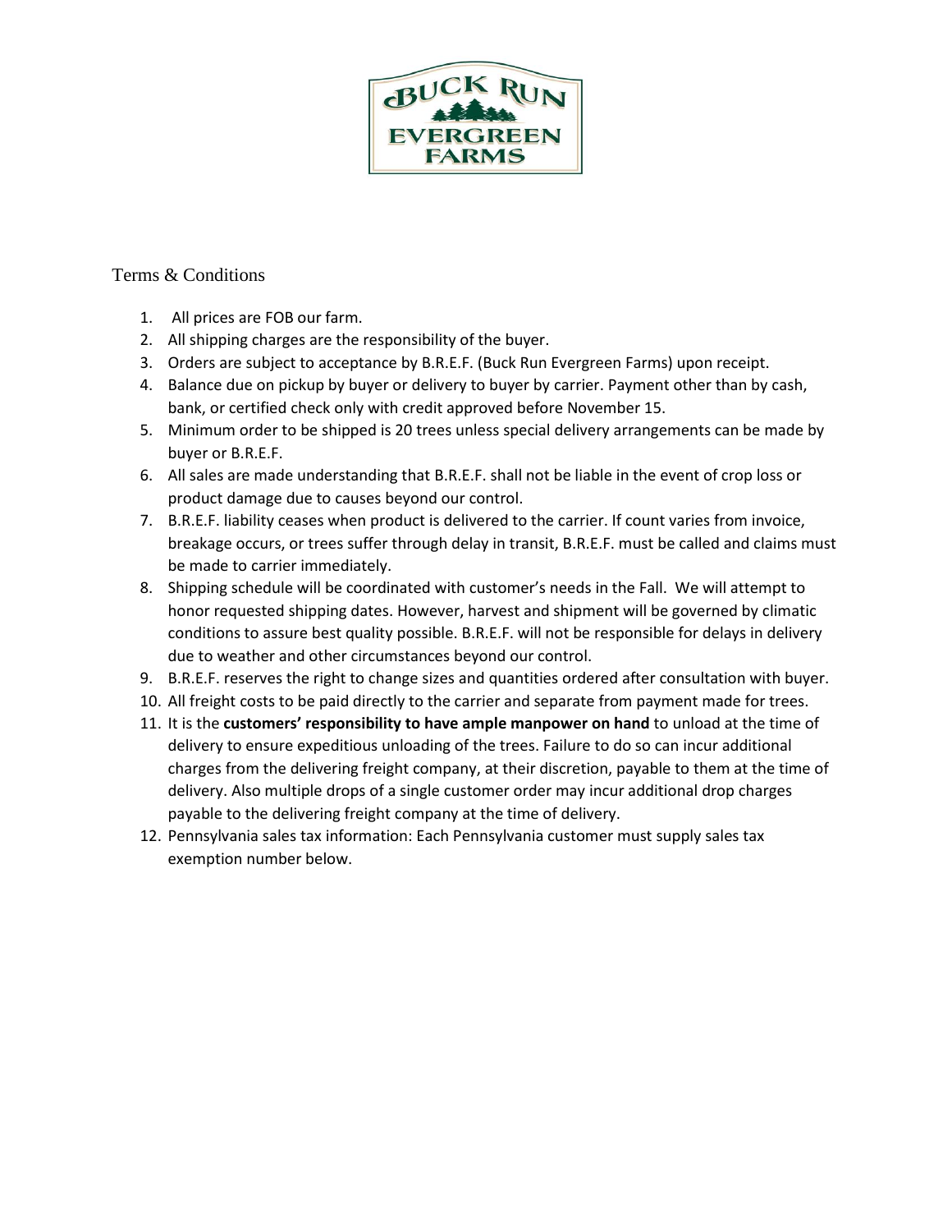BUCK RUN EVERGREEN FARMS

Terms & Conditions

1. All prices are FOB our farm.
2. All shipping charges are the responsibility of the buyer.
3. Orders are subject to acceptance by B.R.E.F. (Buck Run Evergreen Farms) upon receipt.
4. Balance due on pickup by buyer or delivery to buyer by carrier. Payment other than by cash, bank, or certified check only with credit approved before November 15.
5. Minimum order to be shipped is 20 trees unless special delivery arrangements can be made by buyer or B.R.E.F.
6. All sales are made understanding that B.R.E.F. shall not be liable in the event of crop loss or product damage due to causes beyond our control.
7. B.R.E.F. liability ceases when product is delivered to the carrier. If count varies from invoice, breakage occurs, or trees suffer through delay in transit, B.R.E.F. must be called and claims must be made to carrier immediately.
8. Shipping schedule will be coordinated with customer's needs in the Fall. We will attempt to honor requested shipping dates. However, harvest and shipment will be governed by climatic conditions to assure best quality possible. B.R.E.F. will not be responsible for delays in delivery due to weather and other circumstances beyond our control.
9. B.R.E.F. reserves the right to change sizes and quantities ordered after consultation with buyer.
10. All freight costs to be paid directly to the carrier and separate from payment made for trees.
11. It is the **customers' responsibility to have ample manpower on hand** to unload at the time of delivery to ensure expeditious unloading of the trees. Failure to do so can incur additional charges from the delivering freight company, at their discretion, payable to them at the time of delivery. Also multiple drops of a single customer order may incur additional drop charges payable to the delivering freight company at the time of delivery.
12. Pennsylvania sales tax information: Each Pennsylvania customer must supply sales tax exemption number below.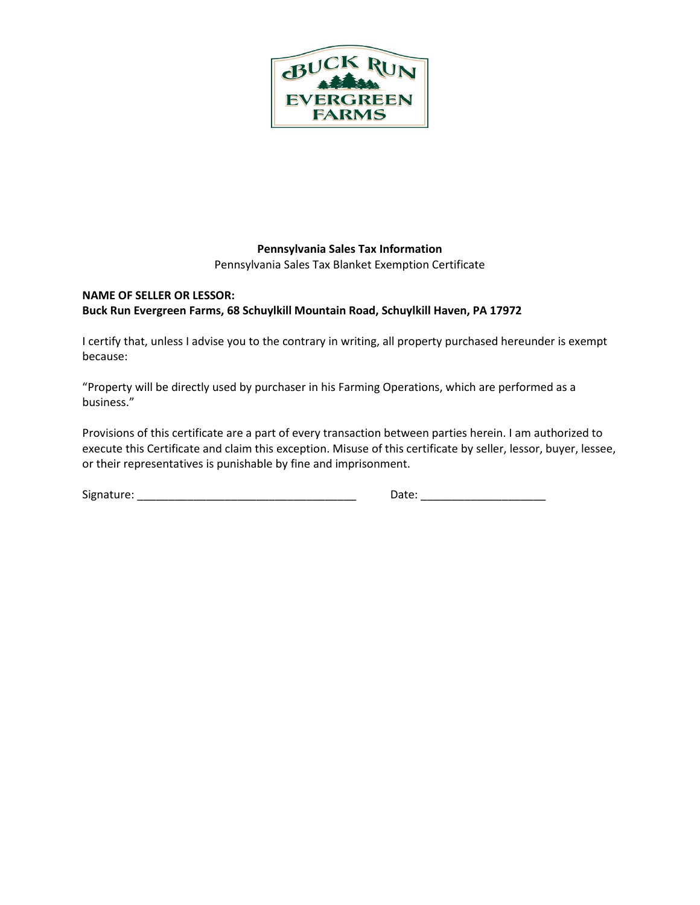**Pennsylvania Sales Tax Information**

Pennsylvania Sales Tax Blanket Exemption Certificate

**NAME OF SELLER OR LESSOR:**
**Buck Run Evergreen Farms, 68 Schuylkill Mountain Road, Schuylkill Haven, PA 17972**

I certify that, unless I advise you to the contrary in writing, all property purchased hereunder is exempt because:

"Property will be directly used by purchaser in his Farming Operations, which are performed as a business."

Provisions of this certificate are a part of every transaction between parties herein. I am authorized to execute this Certificate and claim this exception. Misuse of this certificate by seller, lessor, buyer, lessee, or their representatives is punishable by fine and imprisonment.

Signature: ___________________________________ Date: ____________________